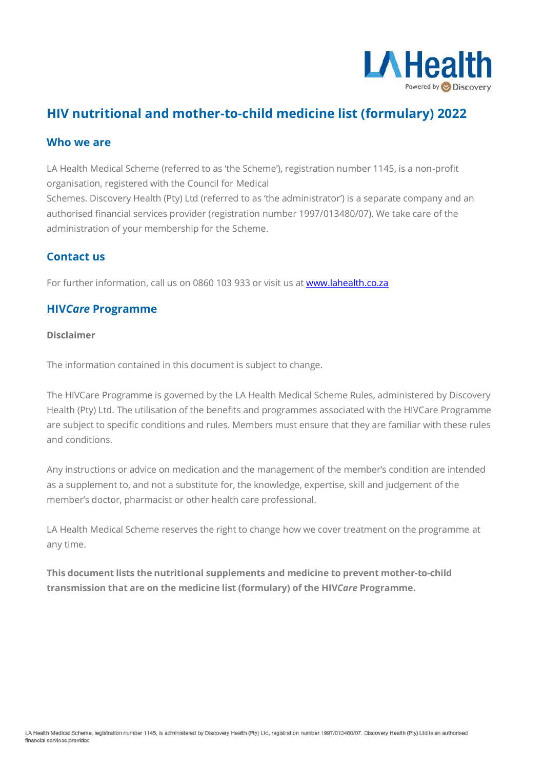# HIV nutritional and mother-to-child medicine list (formulary) 2022

## Who we are

LA Health Medical Scheme (referred to as 'the Scheme'), registration number 1145, is a non-profit organisation, registered with the Council for Medical Schemes. Discovery Health (Pty) Ltd (referred to as 'the administrator') is a separate company and an authorised financial services provider (registration number 1997/013480/07). We take care of the administration of your membership for the Scheme.

## Contact us

For further information, call us on 0860 103 933 or visit us at [www.lahealth.co.za](http://www.lahealth.co.za)

## HIV*Care* Programme

**Disclaimer**

The information contained in this document is subject to change.

The HIVCare Programme is governed by the LA Health Medical Scheme Rules, administered by Discovery Health (Pty) Ltd. The utilisation of the benefits and programmes associated with the HIVCare Programme are subject to specific conditions and rules. Members must ensure that they are familiar with these rules and conditions.

Any instructions or advice on medication and the management of the member's condition are intended as a supplement to, and not a substitute for, the knowledge, expertise, skill and judgement of the member's doctor, pharmacist or other health care professional.

LA Health Medical Scheme reserves the right to change how we cover treatment on the programme at any time.

**This document lists the nutritional supplements and medicine to prevent mother-to-child transmission that are on the medicine list (formulary) of the HIV*Care* Programme.**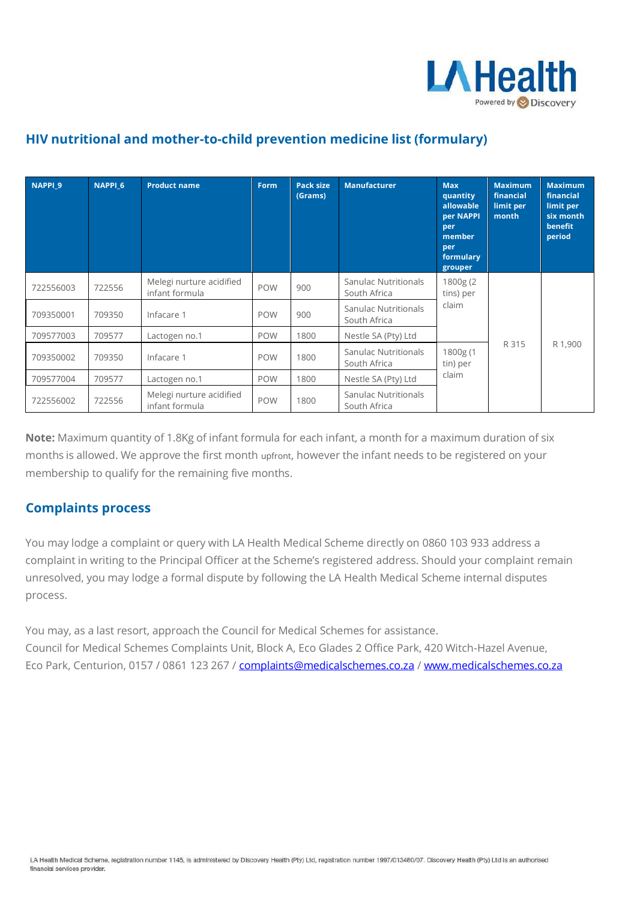## HIV nutritional and mother-to-child prevention medicine list (formulary)

| NAPPI_9 | NAPPI_6 | Product name | Form | Pack size (Grams) | Manufacturer | Max quantity allowable per NAPPI per member per formulary grouper | Maximum financial limit per month | Maximum financial limit per six month benefit period |
|---|---|---|---|---|---|---|---|---|
| 722556003 | 722556 | Melegi nurture acidified infant formula | POW | 900 | Sanulac Nutritionals South Africa | 1800g (2 tins) per claim | R 315 | R 1,900 |
| 709350001 | 709350 | Infacare 1 | POW | 900 | Sanulac Nutritionals South Africa | | | |
| 709577003 | 709577 | Lactogen no.1 | POW | 1800 | Nestle SA (Pty) Ltd | | | |
| 709350002 | 709350 | Infacare 1 | POW | 1800 | Sanulac Nutritionals South Africa | 1800g (1 tin) per claim | | |
| 709577004 | 709577 | Lactogen no.1 | POW | 1800 | Nestle SA (Pty) Ltd | | | |
| 722556002 | 722556 | Melegi nurture acidified infant formula | POW | 1800 | Sanulac Nutritionals South Africa | | | |

**Note:** Maximum quantity of 1.8Kg of infant formula for each infant, a month for a maximum duration of six months is allowed. We approve the first month upfront, however the infant needs to be registered on your membership to qualify for the remaining five months.

## Complaints process

You may lodge a complaint or query with LA Health Medical Scheme directly on 0860 103 933 address a complaint in writing to the Principal Officer at the Scheme's registered address. Should your complaint remain unresolved, you may lodge a formal dispute by following the LA Health Medical Scheme internal disputes process.

You may, as a last resort, approach the Council for Medical Schemes for assistance.
Council for Medical Schemes Complaints Unit, Block A, Eco Glades 2 Office Park, 420 Witch-Hazel Avenue, Eco Park, Centurion, 0157 / 0861 123 267 / complaints@medicalschemes.co.za / www.medicalschemes.co.za

LA Health Medical Scheme, registration number 1145, is administered by Discovery Health (Pty) Ltd, registration number 1997/013480/07. Discovery Health (Pty) Ltd is an authorised financial services provider.